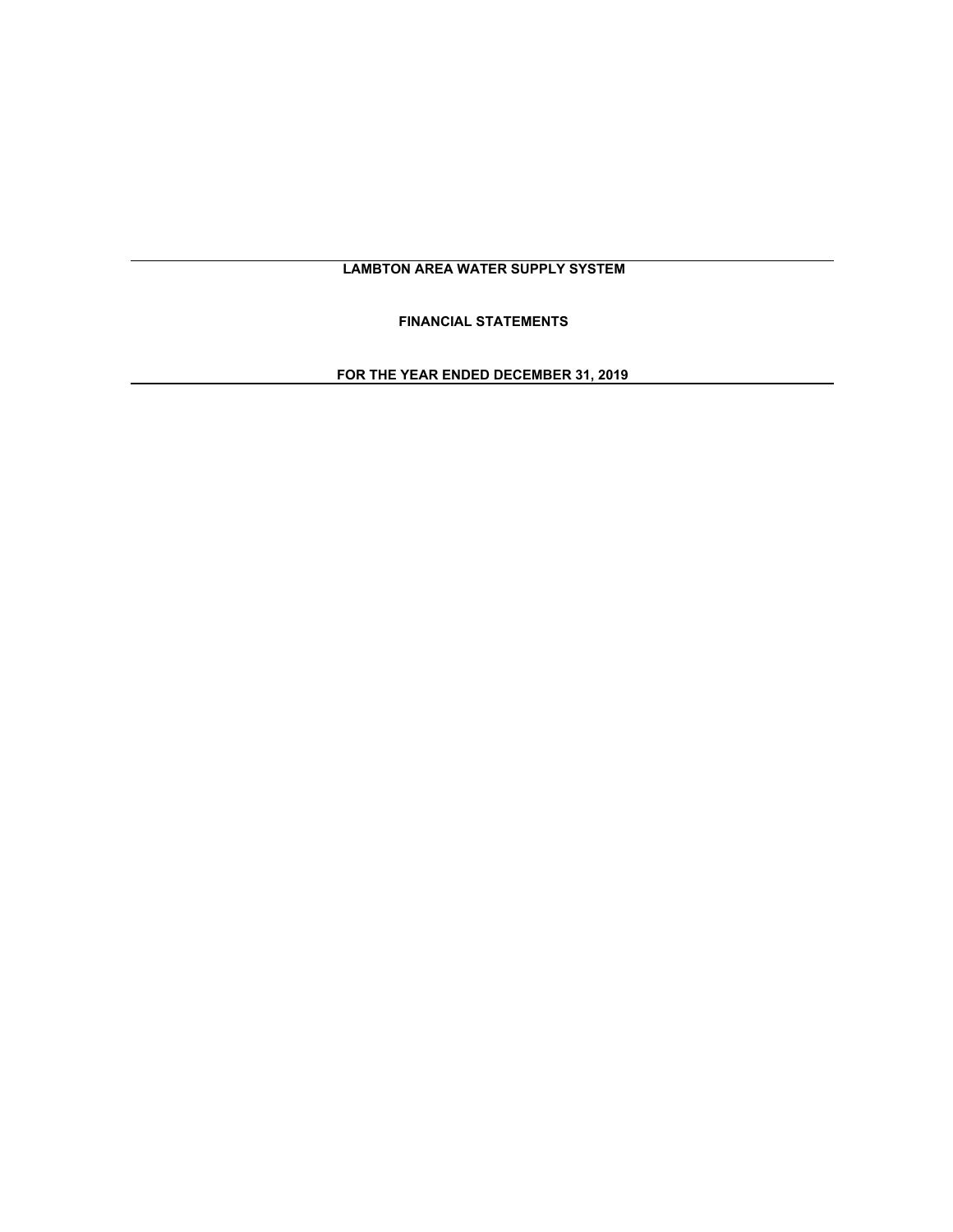# LAMBTON AREA WATER SUPPLY SYSTEM

## FINANCIAL STATEMENTS

## FOR THE YEAR ENDED DECEMBER 31, 2019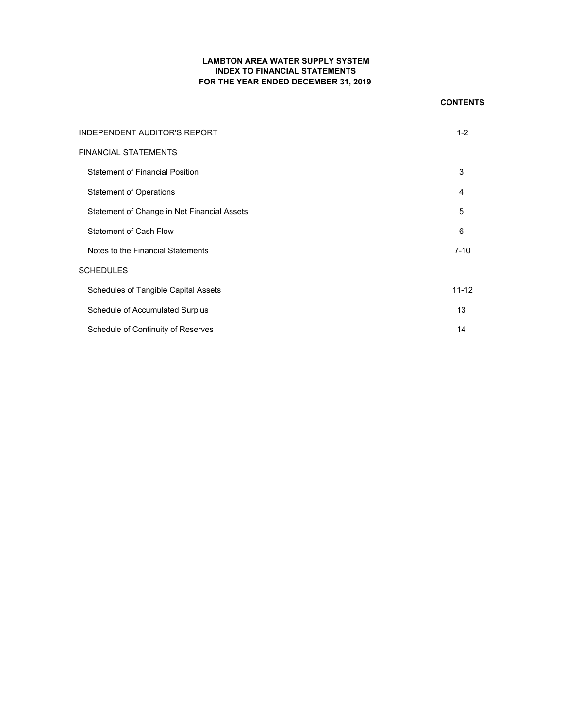**LAMBTON AREA WATER SUPPLY SYSTEM**
**INDEX TO FINANCIAL STATEMENTS**
**FOR THE YEAR ENDED DECEMBER 31, 2019**

| | **CONTENTS** |
|---|---|
| INDEPENDENT AUDITOR'S REPORT | 1-2 |
| FINANCIAL STATEMENTS | |
| Statement of Financial Position | 3 |
| Statement of Operations | 4 |
| Statement of Change in Net Financial Assets | 5 |
| Statement of Cash Flow | 6 |
| Notes to the Financial Statements | 7-10 |
| SCHEDULES | |
| Schedules of Tangible Capital Assets | 11-12 |
| Schedule of Accumulated Surplus | 13 |
| Schedule of Continuity of Reserves | 14 |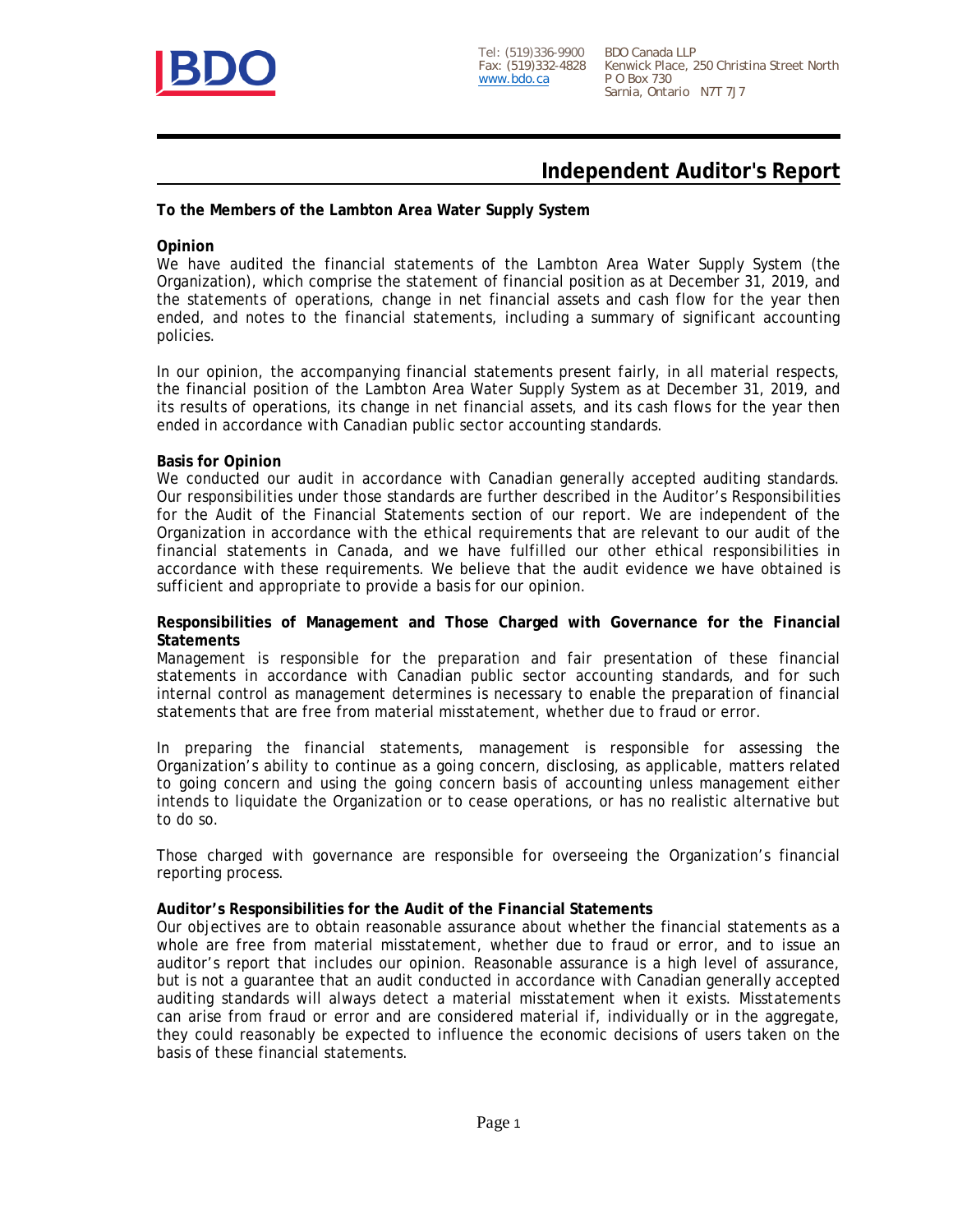Tel: (519)336-9900
Fax: (519)332-4828
www.bdo.ca

BDO Canada LLP
Kenwick Place, 250 Christina Street North
P O Box 730
Sarnia, Ontario N7T 7J7

# Independent Auditor's Report

**To the Members of the Lambton Area Water Supply System**

**Opinion**

We have audited the financial statements of the Lambton Area Water Supply System (the Organization), which comprise the statement of financial position as at December 31, 2019, and the statements of operations, change in net financial assets and cash flow for the year then ended, and notes to the financial statements, including a summary of significant accounting policies.

In our opinion, the accompanying financial statements present fairly, in all material respects, the financial position of the Lambton Area Water Supply System as at December 31, 2019, and its results of operations, its change in net financial assets, and its cash flows for the year then ended in accordance with Canadian public sector accounting standards.

**Basis for Opinion**

We conducted our audit in accordance with Canadian generally accepted auditing standards. Our responsibilities under those standards are further described in the Auditor's Responsibilities for the Audit of the Financial Statements section of our report. We are independent of the Organization in accordance with the ethical requirements that are relevant to our audit of the financial statements in Canada, and we have fulfilled our other ethical responsibilities in accordance with these requirements. We believe that the audit evidence we have obtained is sufficient and appropriate to provide a basis for our opinion.

**Responsibilities of Management and Those Charged with Governance for the Financial Statements**

Management is responsible for the preparation and fair presentation of these financial statements in accordance with Canadian public sector accounting standards, and for such internal control as management determines is necessary to enable the preparation of financial statements that are free from material misstatement, whether due to fraud or error.

In preparing the financial statements, management is responsible for assessing the Organization's ability to continue as a going concern, disclosing, as applicable, matters related to going concern and using the going concern basis of accounting unless management either intends to liquidate the Organization or to cease operations, or has no realistic alternative but to do so.

Those charged with governance are responsible for overseeing the Organization's financial reporting process.

**Auditor's Responsibilities for the Audit of the Financial Statements**

Our objectives are to obtain reasonable assurance about whether the financial statements as a whole are free from material misstatement, whether due to fraud or error, and to issue an auditor's report that includes our opinion. Reasonable assurance is a high level of assurance, but is not a guarantee that an audit conducted in accordance with Canadian generally accepted auditing standards will always detect a material misstatement when it exists. Misstatements can arise from fraud or error and are considered material if, individually or in the aggregate, they could reasonably be expected to influence the economic decisions of users taken on the basis of these financial statements.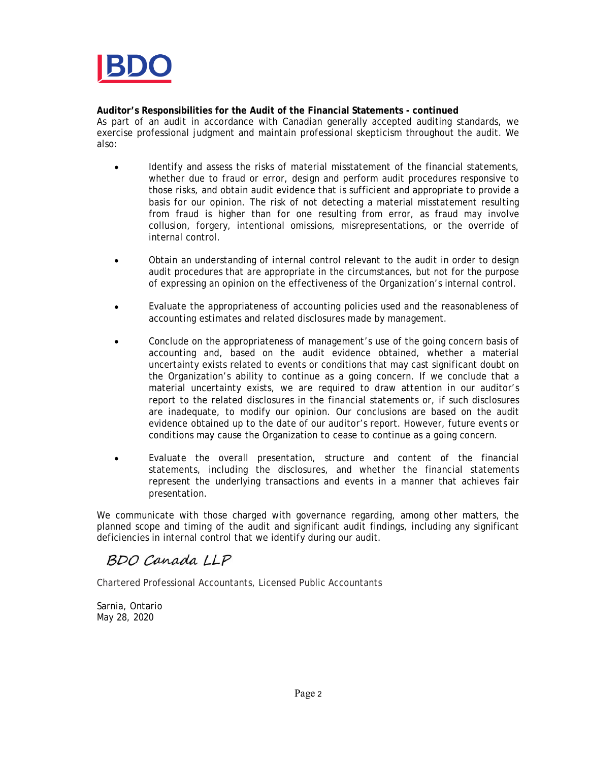**Auditor's Responsibilities for the Audit of the Financial Statements - continued**

As part of an audit in accordance with Canadian generally accepted auditing standards, we exercise professional judgment and maintain professional skepticism throughout the audit. We also:

- Identify and assess the risks of material misstatement of the financial statements, whether due to fraud or error, design and perform audit procedures responsive to those risks, and obtain audit evidence that is sufficient and appropriate to provide a basis for our opinion. The risk of not detecting a material misstatement resulting from fraud is higher than for one resulting from error, as fraud may involve collusion, forgery, intentional omissions, misrepresentations, or the override of internal control.

- Obtain an understanding of internal control relevant to the audit in order to design audit procedures that are appropriate in the circumstances, but not for the purpose of expressing an opinion on the effectiveness of the Organization's internal control.

- Evaluate the appropriateness of accounting policies used and the reasonableness of accounting estimates and related disclosures made by management.

- Conclude on the appropriateness of management's use of the going concern basis of accounting and, based on the audit evidence obtained, whether a material uncertainty exists related to events or conditions that may cast significant doubt on the Organization's ability to continue as a going concern. If we conclude that a material uncertainty exists, we are required to draw attention in our auditor's report to the related disclosures in the financial statements or, if such disclosures are inadequate, to modify our opinion. Our conclusions are based on the audit evidence obtained up to the date of our auditor's report. However, future events or conditions may cause the Organization to cease to continue as a going concern.

- Evaluate the overall presentation, structure and content of the financial statements, including the disclosures, and whether the financial statements represent the underlying transactions and events in a manner that achieves fair presentation.

We communicate with those charged with governance regarding, among other matters, the planned scope and timing of the audit and significant audit findings, including any significant deficiencies in internal control that we identify during our audit.

BDO Canada LLP

Chartered Professional Accountants, Licensed Public Accountants

Sarnia, Ontario
May 28, 2020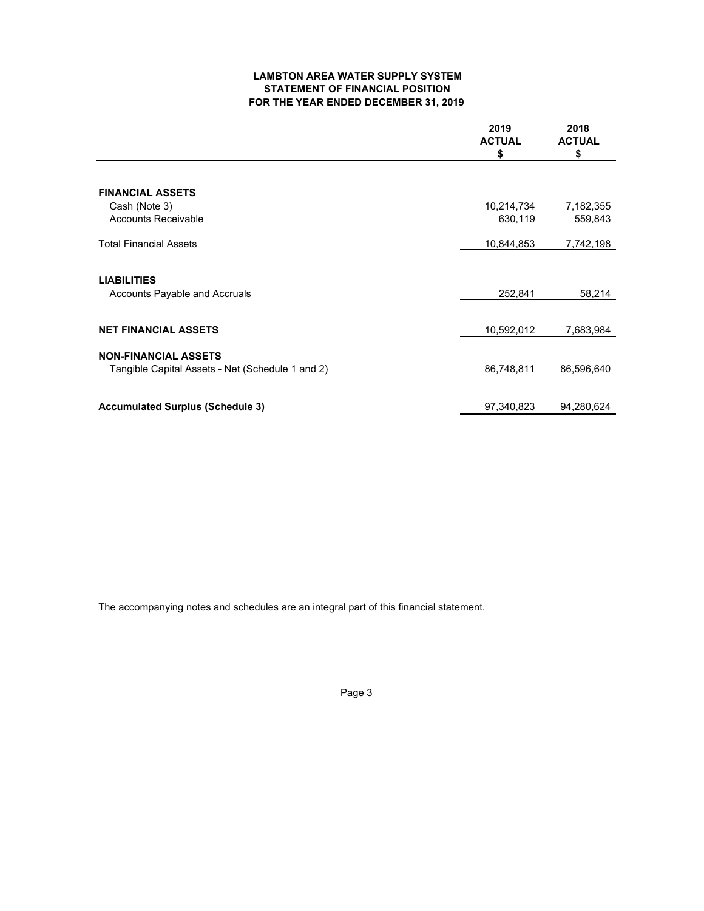**LAMBTON AREA WATER SUPPLY SYSTEM**
**STATEMENT OF FINANCIAL POSITION**
**FOR THE YEAR ENDED DECEMBER 31, 2019**

| | 2019 ACTUAL $ | 2018 ACTUAL $ |
|---|---|---|
| **FINANCIAL ASSETS** | | |
| Cash (Note 3) | 10,214,734 | 7,182,355 |
| Accounts Receivable | 630,119 | 559,843 |
| Total Financial Assets | 10,844,853 | 7,742,198 |
| **LIABILITIES** | | |
| Accounts Payable and Accruals | 252,841 | 58,214 |
| **NET FINANCIAL ASSETS** | 10,592,012 | 7,683,984 |
| **NON-FINANCIAL ASSETS** | | |
| Tangible Capital Assets - Net (Schedule 1 and 2) | 86,748,811 | 86,596,640 |
| **Accumulated Surplus (Schedule 3)** | 97,340,823 | 94,280,624 |

The accompanying notes and schedules are an integral part of this financial statement.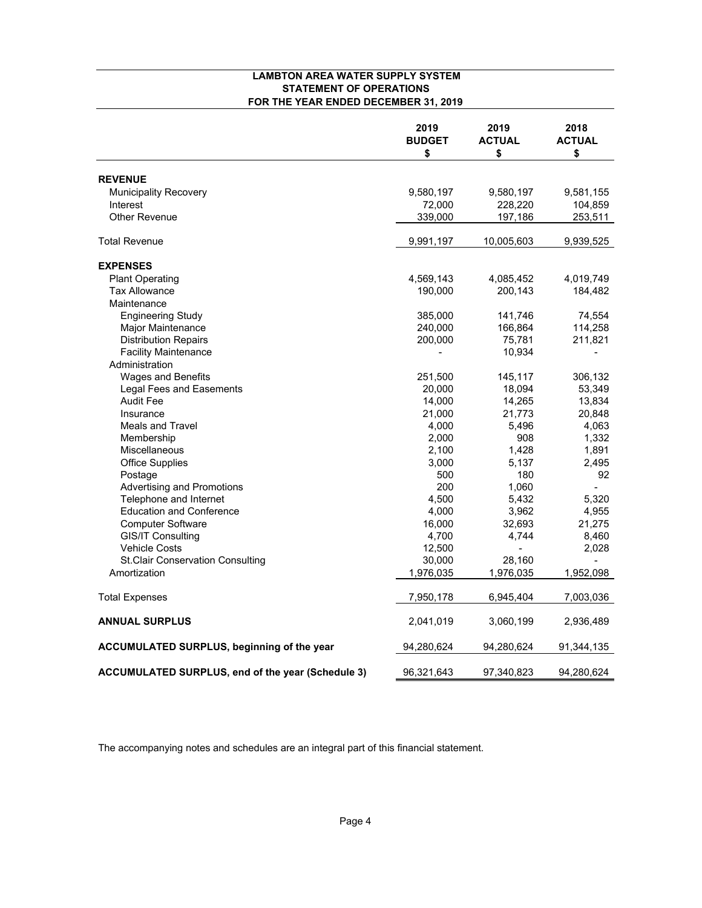**LAMBTON AREA WATER SUPPLY SYSTEM**
**STATEMENT OF OPERATIONS**
**FOR THE YEAR ENDED DECEMBER 31, 2019**

| | 2019 BUDGET $ | 2019 ACTUAL $ | 2018 ACTUAL $ |
|---|---|---|---|
| **REVENUE** | | | |
| Municipality Recovery | 9,580,197 | 9,580,197 | 9,581,155 |
| Interest | 72,000 | 228,220 | 104,859 |
| Other Revenue | 339,000 | 197,186 | 253,511 |
| Total Revenue | 9,991,197 | 10,005,603 | 9,939,525 |
| **EXPENSES** | | | |
| Plant Operating | 4,569,143 | 4,085,452 | 4,019,749 |
| Tax Allowance | 190,000 | 200,143 | 184,482 |
| Maintenance | | | |
| Engineering Study | 385,000 | 141,746 | 74,554 |
| Major Maintenance | 240,000 | 166,864 | 114,258 |
| Distribution Repairs | 200,000 | 75,781 | 211,821 |
| Facility Maintenance | - | 10,934 | - |
| Administration | | | |
| Wages and Benefits | 251,500 | 145,117 | 306,132 |
| Legal Fees and Easements | 20,000 | 18,094 | 53,349 |
| Audit Fee | 14,000 | 14,265 | 13,834 |
| Insurance | 21,000 | 21,773 | 20,848 |
| Meals and Travel | 4,000 | 5,496 | 4,063 |
| Membership | 2,000 | 908 | 1,332 |
| Miscellaneous | 2,100 | 1,428 | 1,891 |
| Office Supplies | 3,000 | 5,137 | 2,495 |
| Postage | 500 | 180 | 92 |
| Advertising and Promotions | 200 | 1,060 | - |
| Telephone and Internet | 4,500 | 5,432 | 5,320 |
| Education and Conference | 4,000 | 3,962 | 4,955 |
| Computer Software | 16,000 | 32,693 | 21,275 |
| GIS/IT Consulting | 4,700 | 4,744 | 8,460 |
| Vehicle Costs | 12,500 | - | 2,028 |
| St.Clair Conservation Consulting | 30,000 | 28,160 | - |
| Amortization | 1,976,035 | 1,976,035 | 1,952,098 |
| Total Expenses | 7,950,178 | 6,945,404 | 7,003,036 |
| **ANNUAL SURPLUS** | 2,041,019 | 3,060,199 | 2,936,489 |
| **ACCUMULATED SURPLUS, beginning of the year** | 94,280,624 | 94,280,624 | 91,344,135 |
| **ACCUMULATED SURPLUS, end of the year (Schedule 3)** | 96,321,643 | 97,340,823 | 94,280,624 |

The accompanying notes and schedules are an integral part of this financial statement.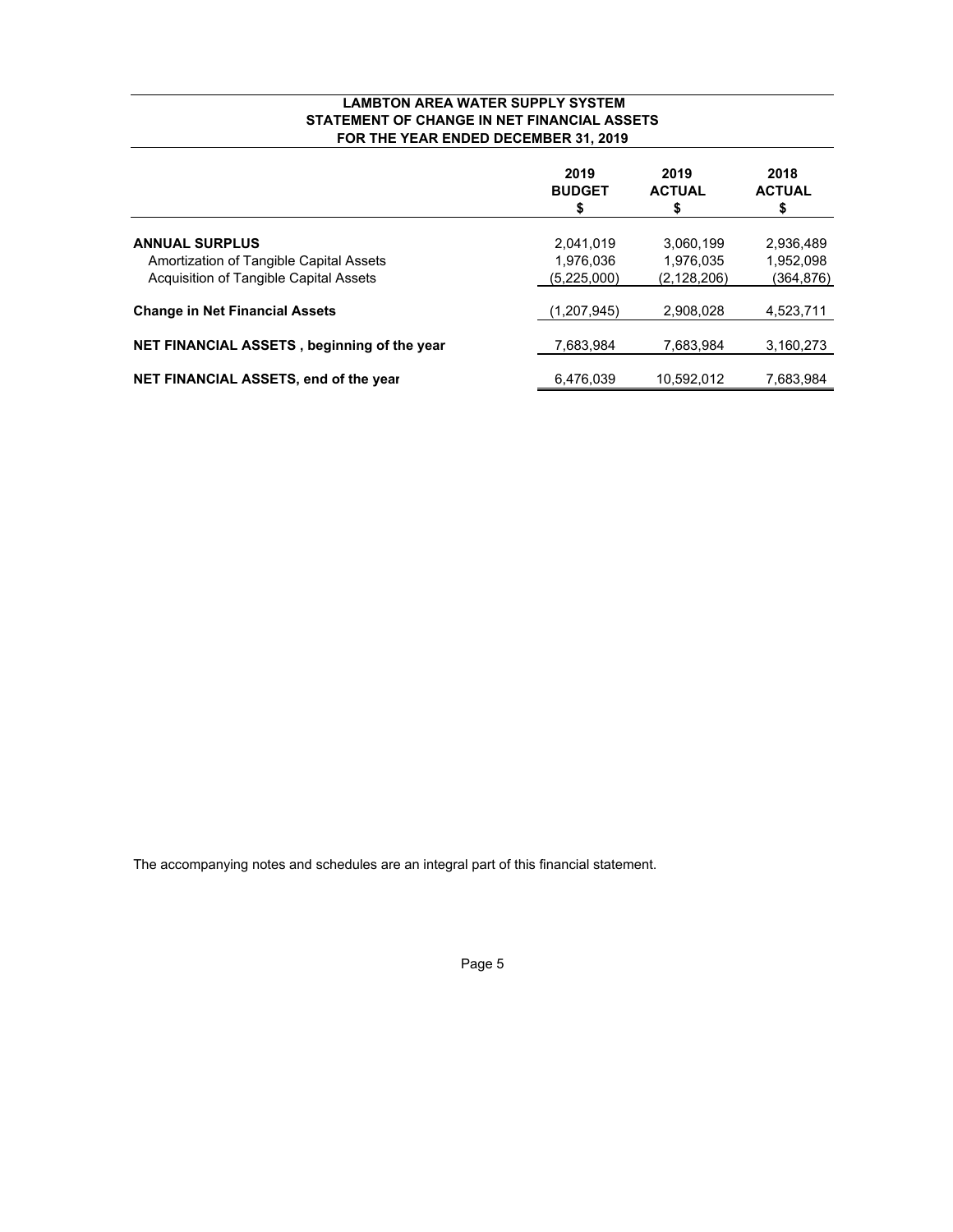**LAMBTON AREA WATER SUPPLY SYSTEM**
**STATEMENT OF CHANGE IN NET FINANCIAL ASSETS**
**FOR THE YEAR ENDED DECEMBER 31, 2019**

| | 2019 BUDGET $ | 2019 ACTUAL $ | 2018 ACTUAL $ |
|---|---|---|---|
| **ANNUAL SURPLUS** | 2,041,019 | 3,060,199 | 2,936,489 |
| Amortization of Tangible Capital Assets | 1,976,036 | 1,976,035 | 1,952,098 |
| Acquisition of Tangible Capital Assets | (5,225,000) | (2,128,206) | (364,876) |
| **Change in Net Financial Assets** | (1,207,945) | 2,908,028 | 4,523,711 |
| **NET FINANCIAL ASSETS , beginning of the year** | 7,683,984 | 7,683,984 | 3,160,273 |
| **NET FINANCIAL ASSETS, end of the year** | 6,476,039 | 10,592,012 | 7,683,984 |

The accompanying notes and schedules are an integral part of this financial statement.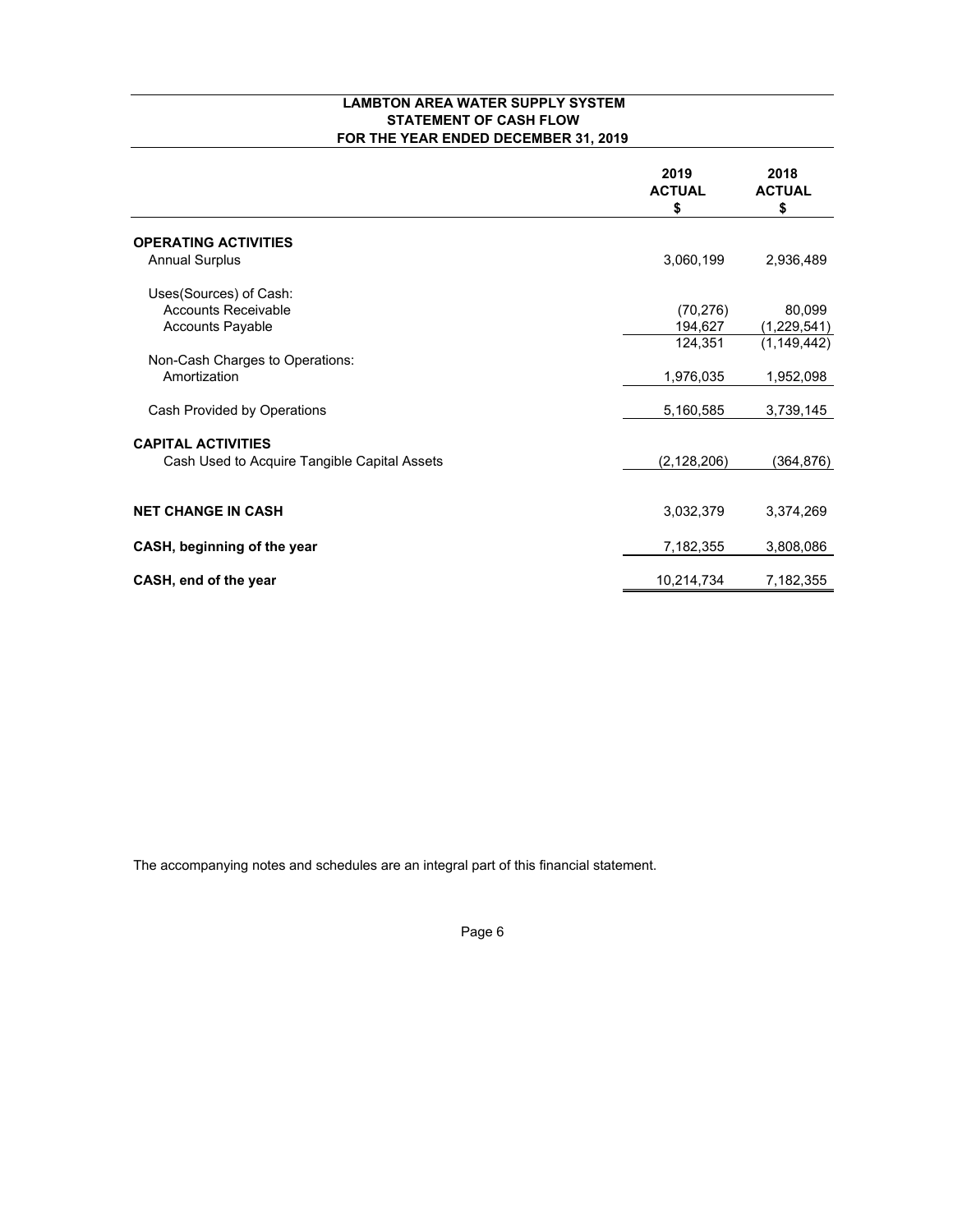## LAMBTON AREA WATER SUPPLY SYSTEM
## STATEMENT OF CASH FLOW
## FOR THE YEAR ENDED DECEMBER 31, 2019

| | 2019 ACTUAL $ | 2018 ACTUAL $ |
|---|---|---|
| **OPERATING ACTIVITIES** | | |
| Annual Surplus | 3,060,199 | 2,936,489 |
| Uses(Sources) of Cash: | | |
| Accounts Receivable | (70,276) | 80,099 |
| Accounts Payable | 194,627 | (1,229,541) |
| | 124,351 | (1,149,442) |
| Non-Cash Charges to Operations: | | |
| Amortization | 1,976,035 | 1,952,098 |
| Cash Provided by Operations | 5,160,585 | 3,739,145 |
| **CAPITAL ACTIVITIES** | | |
| Cash Used to Acquire Tangible Capital Assets | (2,128,206) | (364,876) |
| **NET CHANGE IN CASH** | 3,032,379 | 3,374,269 |
| **CASH, beginning of the year** | 7,182,355 | 3,808,086 |
| **CASH, end of the year** | 10,214,734 | 7,182,355 |

The accompanying notes and schedules are an integral part of this financial statement.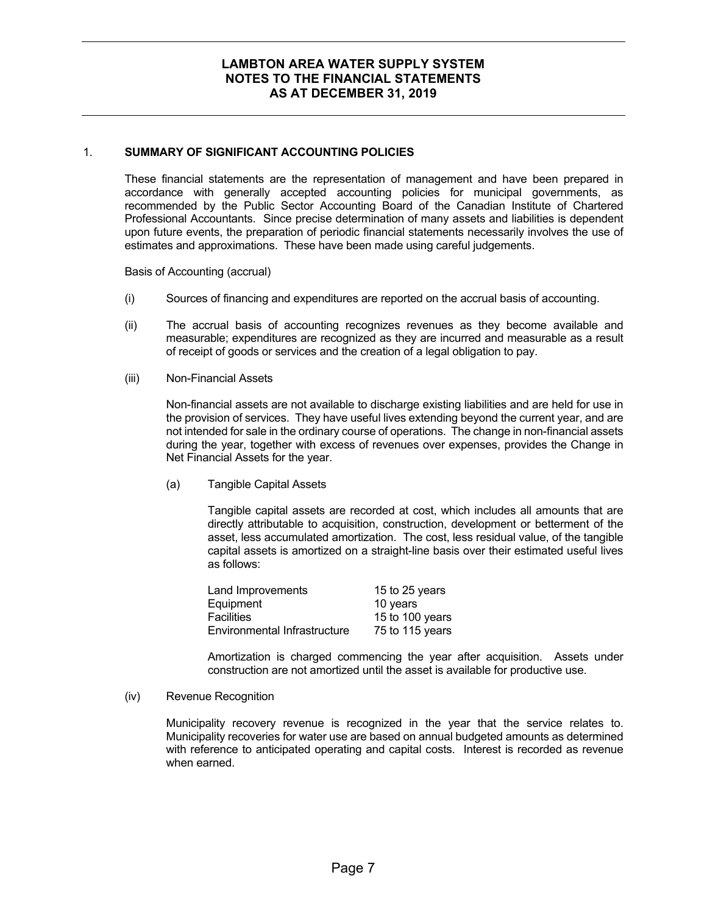# LAMBTON AREA WATER SUPPLY SYSTEM
# NOTES TO THE FINANCIAL STATEMENTS
# AS AT DECEMBER 31, 2019

## 1. SUMMARY OF SIGNIFICANT ACCOUNTING POLICIES

These financial statements are the representation of management and have been prepared in accordance with generally accepted accounting policies for municipal governments, as recommended by the Public Sector Accounting Board of the Canadian Institute of Chartered Professional Accountants. Since precise determination of many assets and liabilities is dependent upon future events, the preparation of periodic financial statements necessarily involves the use of estimates and approximations. These have been made using careful judgements.

Basis of Accounting (accrual)

(i) Sources of financing and expenditures are reported on the accrual basis of accounting.

(ii) The accrual basis of accounting recognizes revenues as they become available and measurable; expenditures are recognized as they are incurred and measurable as a result of receipt of goods or services and the creation of a legal obligation to pay.

(iii) Non-Financial Assets

Non-financial assets are not available to discharge existing liabilities and are held for use in the provision of services. They have useful lives extending beyond the current year, and are not intended for sale in the ordinary course of operations. The change in non-financial assets during the year, together with excess of revenues over expenses, provides the Change in Net Financial Assets for the year.

(a) Tangible Capital Assets

Tangible capital assets are recorded at cost, which includes all amounts that are directly attributable to acquisition, construction, development or betterment of the asset, less accumulated amortization. The cost, less residual value, of the tangible capital assets is amortized on a straight-line basis over their estimated useful lives as follows:

| | |
|---|---|
| Land Improvements | 15 to 25 years |
| Equipment | 10 years |
| Facilities | 15 to 100 years |
| Environmental Infrastructure | 75 to 115 years |

Amortization is charged commencing the year after acquisition. Assets under construction are not amortized until the asset is available for productive use.

(iv) Revenue Recognition

Municipality recovery revenue is recognized in the year that the service relates to. Municipality recoveries for water use are based on annual budgeted amounts as determined with reference to anticipated operating and capital costs. Interest is recorded as revenue when earned.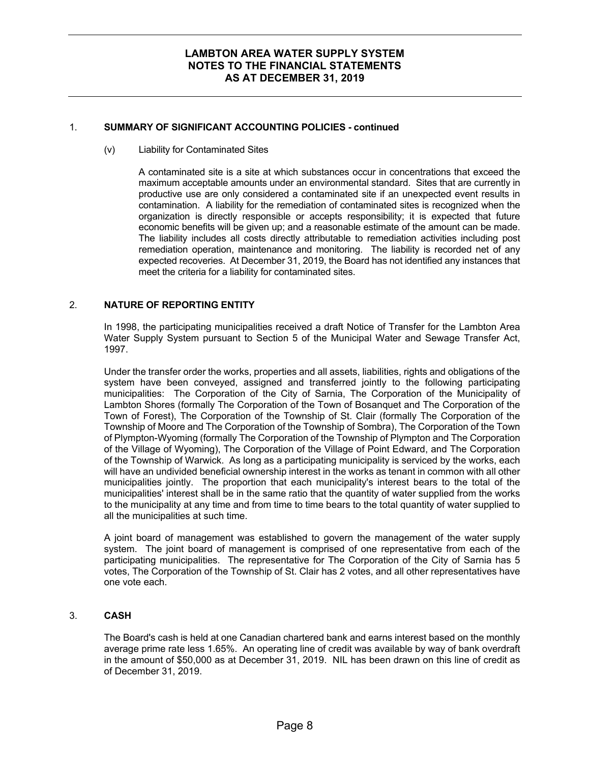## 1. SUMMARY OF SIGNIFICANT ACCOUNTING POLICIES - continued

(v) Liability for Contaminated Sites

A contaminated site is a site at which substances occur in concentrations that exceed the maximum acceptable amounts under an environmental standard. Sites that are currently in productive use are only considered a contaminated site if an unexpected event results in contamination. A liability for the remediation of contaminated sites is recognized when the organization is directly responsible or accepts responsibility; it is expected that future economic benefits will be given up; and a reasonable estimate of the amount can be made. The liability includes all costs directly attributable to remediation activities including post remediation operation, maintenance and monitoring. The liability is recorded net of any expected recoveries. At December 31, 2019, the Board has not identified any instances that meet the criteria for a liability for contaminated sites.

## 2. NATURE OF REPORTING ENTITY

In 1998, the participating municipalities received a draft Notice of Transfer for the Lambton Area Water Supply System pursuant to Section 5 of the Municipal Water and Sewage Transfer Act, 1997.

Under the transfer order the works, properties and all assets, liabilities, rights and obligations of the system have been conveyed, assigned and transferred jointly to the following participating municipalities: The Corporation of the City of Sarnia, The Corporation of the Municipality of Lambton Shores (formally The Corporation of the Town of Bosanquet and The Corporation of the Town of Forest), The Corporation of the Township of St. Clair (formally The Corporation of the Township of Moore and The Corporation of the Township of Sombra), The Corporation of the Town of Plympton-Wyoming (formally The Corporation of the Township of Plympton and The Corporation of the Village of Wyoming), The Corporation of the Village of Point Edward, and The Corporation of the Township of Warwick. As long as a participating municipality is serviced by the works, each will have an undivided beneficial ownership interest in the works as tenant in common with all other municipalities jointly. The proportion that each municipality's interest bears to the total of the municipalities' interest shall be in the same ratio that the quantity of water supplied from the works to the municipality at any time and from time to time bears to the total quantity of water supplied to all the municipalities at such time.

A joint board of management was established to govern the management of the water supply system. The joint board of management is comprised of one representative from each of the participating municipalities. The representative for The Corporation of the City of Sarnia has 5 votes, The Corporation of the Township of St. Clair has 2 votes, and all other representatives have one vote each.

## 3. CASH

The Board's cash is held at one Canadian chartered bank and earns interest based on the monthly average prime rate less 1.65%. An operating line of credit was available by way of bank overdraft in the amount of $50,000 as at December 31, 2019. NIL has been drawn on this line of credit as of December 31, 2019.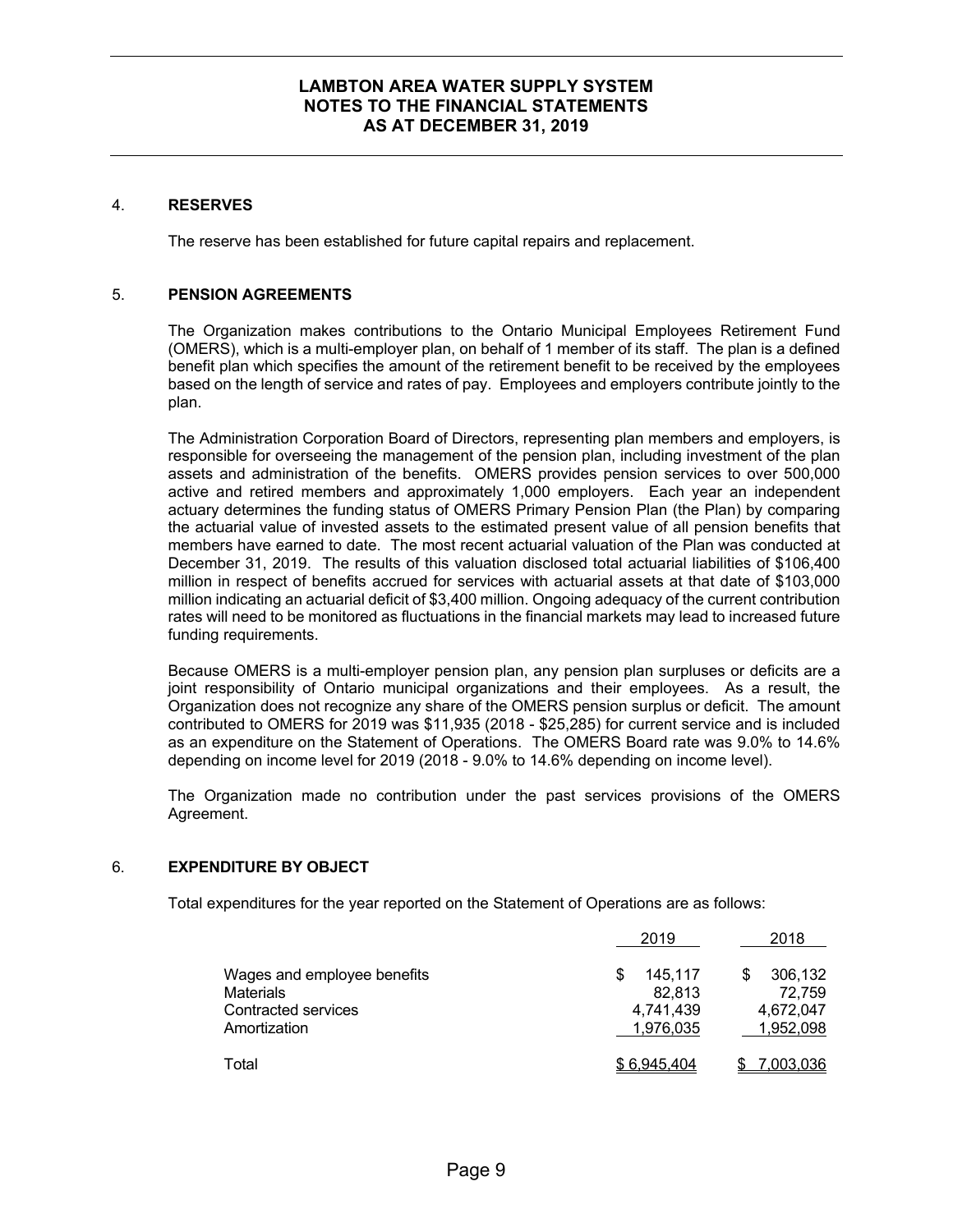**LAMBTON AREA WATER SUPPLY SYSTEM**
**NOTES TO THE FINANCIAL STATEMENTS**
**AS AT DECEMBER 31, 2019**

## 4. RESERVES

The reserve has been established for future capital repairs and replacement.

## 5. PENSION AGREEMENTS

The Organization makes contributions to the Ontario Municipal Employees Retirement Fund (OMERS), which is a multi-employer plan, on behalf of 1 member of its staff. The plan is a defined benefit plan which specifies the amount of the retirement benefit to be received by the employees based on the length of service and rates of pay. Employees and employers contribute jointly to the plan.

The Administration Corporation Board of Directors, representing plan members and employers, is responsible for overseeing the management of the pension plan, including investment of the plan assets and administration of the benefits. OMERS provides pension services to over 500,000 active and retired members and approximately 1,000 employers. Each year an independent actuary determines the funding status of OMERS Primary Pension Plan (the Plan) by comparing the actuarial value of invested assets to the estimated present value of all pension benefits that members have earned to date. The most recent actuarial valuation of the Plan was conducted at December 31, 2019. The results of this valuation disclosed total actuarial liabilities of $106,400 million in respect of benefits accrued for services with actuarial assets at that date of $103,000 million indicating an actuarial deficit of $3,400 million. Ongoing adequacy of the current contribution rates will need to be monitored as fluctuations in the financial markets may lead to increased future funding requirements.

Because OMERS is a multi-employer pension plan, any pension plan surpluses or deficits are a joint responsibility of Ontario municipal organizations and their employees. As a result, the Organization does not recognize any share of the OMERS pension surplus or deficit. The amount contributed to OMERS for 2019 was $11,935 (2018 - $25,285) for current service and is included as an expenditure on the Statement of Operations. The OMERS Board rate was 9.0% to 14.6% depending on income level for 2019 (2018 - 9.0% to 14.6% depending on income level).

The Organization made no contribution under the past services provisions of the OMERS Agreement.

## 6. EXPENDITURE BY OBJECT

Total expenditures for the year reported on the Statement of Operations are as follows:

| | 2019 | 2018 |
|---|---|---|
| Wages and employee benefits | $ 145,117 | $ 306,132 |
| Materials | 82,813 | 72,759 |
| Contracted services | 4,741,439 | 4,672,047 |
| Amortization | 1,976,035 | 1,952,098 |
| Total | $ 6,945,404 | $ 7,003,036 |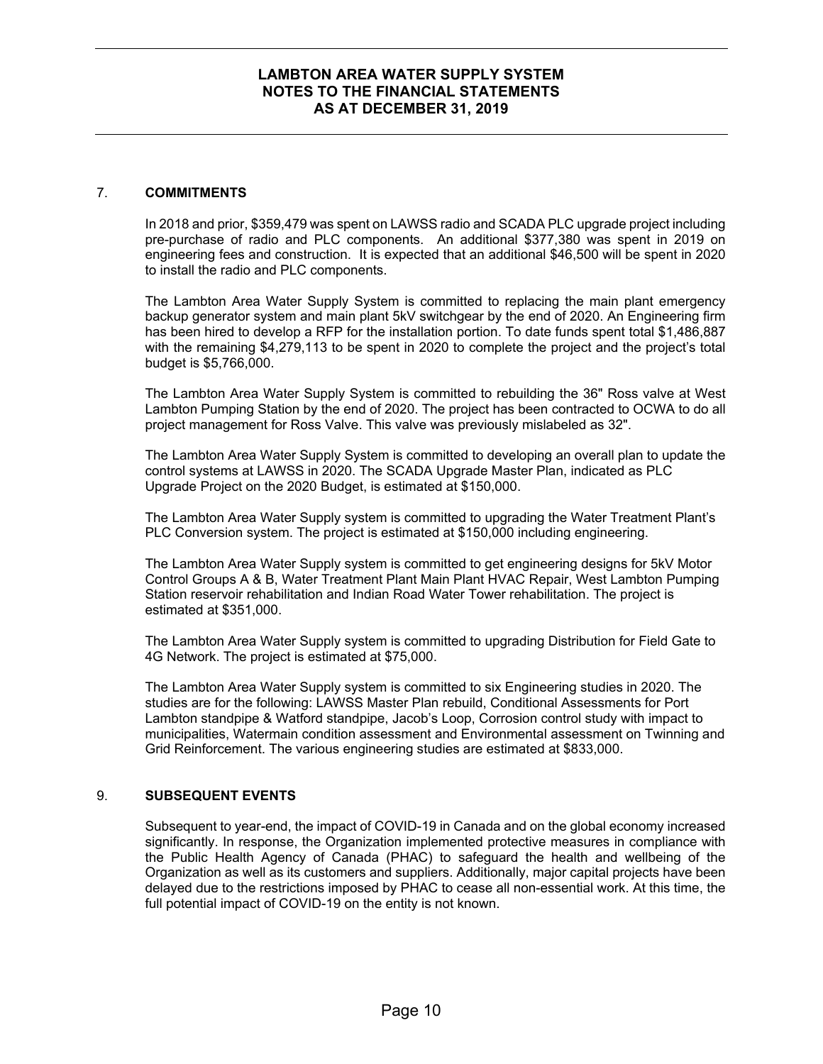## 7. COMMITMENTS

In 2018 and prior, $359,479 was spent on LAWSS radio and SCADA PLC upgrade project including pre-purchase of radio and PLC components. An additional $377,380 was spent in 2019 on engineering fees and construction. It is expected that an additional $46,500 will be spent in 2020 to install the radio and PLC components.

The Lambton Area Water Supply System is committed to replacing the main plant emergency backup generator system and main plant 5kV switchgear by the end of 2020. An Engineering firm has been hired to develop a RFP for the installation portion. To date funds spent total $1,486,887 with the remaining $4,279,113 to be spent in 2020 to complete the project and the project's total budget is $5,766,000.

The Lambton Area Water Supply System is committed to rebuilding the 36" Ross valve at West Lambton Pumping Station by the end of 2020. The project has been contracted to OCWA to do all project management for Ross Valve. This valve was previously mislabeled as 32".

The Lambton Area Water Supply System is committed to developing an overall plan to update the control systems at LAWSS in 2020. The SCADA Upgrade Master Plan, indicated as PLC Upgrade Project on the 2020 Budget, is estimated at $150,000.

The Lambton Area Water Supply system is committed to upgrading the Water Treatment Plant's PLC Conversion system. The project is estimated at $150,000 including engineering.

The Lambton Area Water Supply system is committed to get engineering designs for 5kV Motor Control Groups A & B, Water Treatment Plant Main Plant HVAC Repair, West Lambton Pumping Station reservoir rehabilitation and Indian Road Water Tower rehabilitation. The project is estimated at $351,000.

The Lambton Area Water Supply system is committed to upgrading Distribution for Field Gate to 4G Network. The project is estimated at $75,000.

The Lambton Area Water Supply system is committed to six Engineering studies in 2020. The studies are for the following: LAWSS Master Plan rebuild, Conditional Assessments for Port Lambton standpipe & Watford standpipe, Jacob's Loop, Corrosion control study with impact to municipalities, Watermain condition assessment and Environmental assessment on Twinning and Grid Reinforcement. The various engineering studies are estimated at $833,000.

## 9. SUBSEQUENT EVENTS

Subsequent to year-end, the impact of COVID-19 in Canada and on the global economy increased significantly. In response, the Organization implemented protective measures in compliance with the Public Health Agency of Canada (PHAC) to safeguard the health and wellbeing of the Organization as well as its customers and suppliers. Additionally, major capital projects have been delayed due to the restrictions imposed by PHAC to cease all non-essential work. At this time, the full potential impact of COVID-19 on the entity is not known.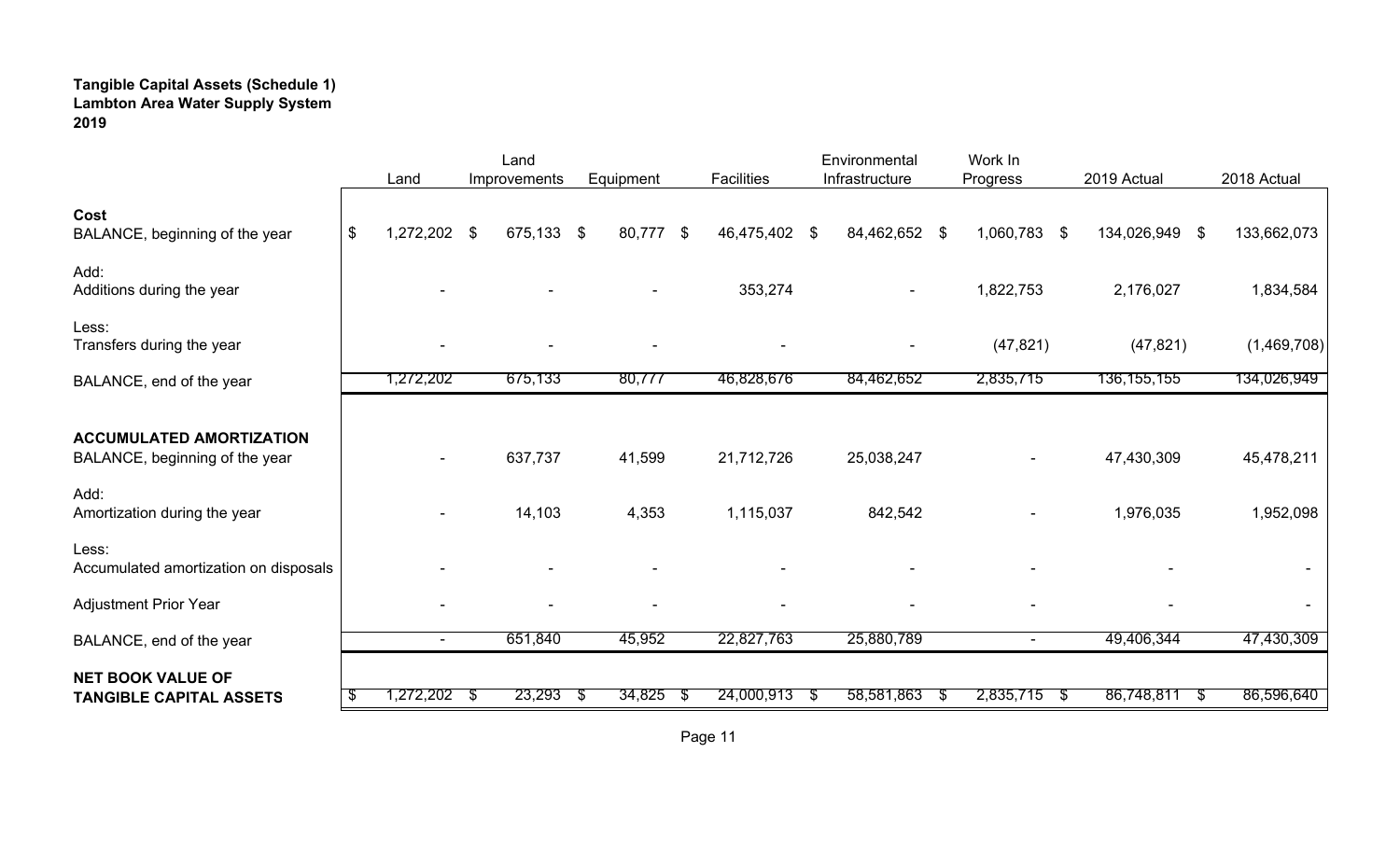**Tangible Capital Assets (Schedule 1)**
**Lambton Area Water Supply System**
**2019**

| | Land | Land Improvements | Equipment | Facilities | Environmental Infrastructure | Work In Progress | 2019 Actual | 2018 Actual |
|---|---|---|---|---|---|---|---|---|
| **Cost** | | | | | | | | |
| BALANCE, beginning of the year | $ 1,272,202 | $ 675,133 | $ 80,777 | $ 46,475,402 | $ 84,462,652 | $ 1,060,783 | $ 134,026,949 | $ 133,662,073 |
| Add: Additions during the year | - | - | - | 353,274 | - | 1,822,753 | 2,176,027 | 1,834,584 |
| Less: Transfers during the year | - | - | - | - | - | (47,821) | (47,821) | (1,469,708) |
| BALANCE, end of the year | 1,272,202 | 675,133 | 80,777 | 46,828,676 | 84,462,652 | 2,835,715 | 136,155,155 | 134,026,949 |
| **ACCUMULATED AMORTIZATION** | | | | | | | | |
| BALANCE, beginning of the year | - | 637,737 | 41,599 | 21,712,726 | 25,038,247 | - | 47,430,309 | 45,478,211 |
| Add: Amortization during the year | - | 14,103 | 4,353 | 1,115,037 | 842,542 | - | 1,976,035 | 1,952,098 |
| Less: Accumulated amortization on disposals | - | - | - | - | - | - | - | - |
| Adjustment Prior Year | - | - | - | - | - | - | - | - |
| BALANCE, end of the year | - | 651,840 | 45,952 | 22,827,763 | 25,880,789 | - | 49,406,344 | 47,430,309 |
| **NET BOOK VALUE OF TANGIBLE CAPITAL ASSETS** | $ 1,272,202 | $ 23,293 | $ 34,825 | $ 24,000,913 | $ 58,581,863 | $ 2,835,715 | $ 86,748,811 | $ 86,596,640 |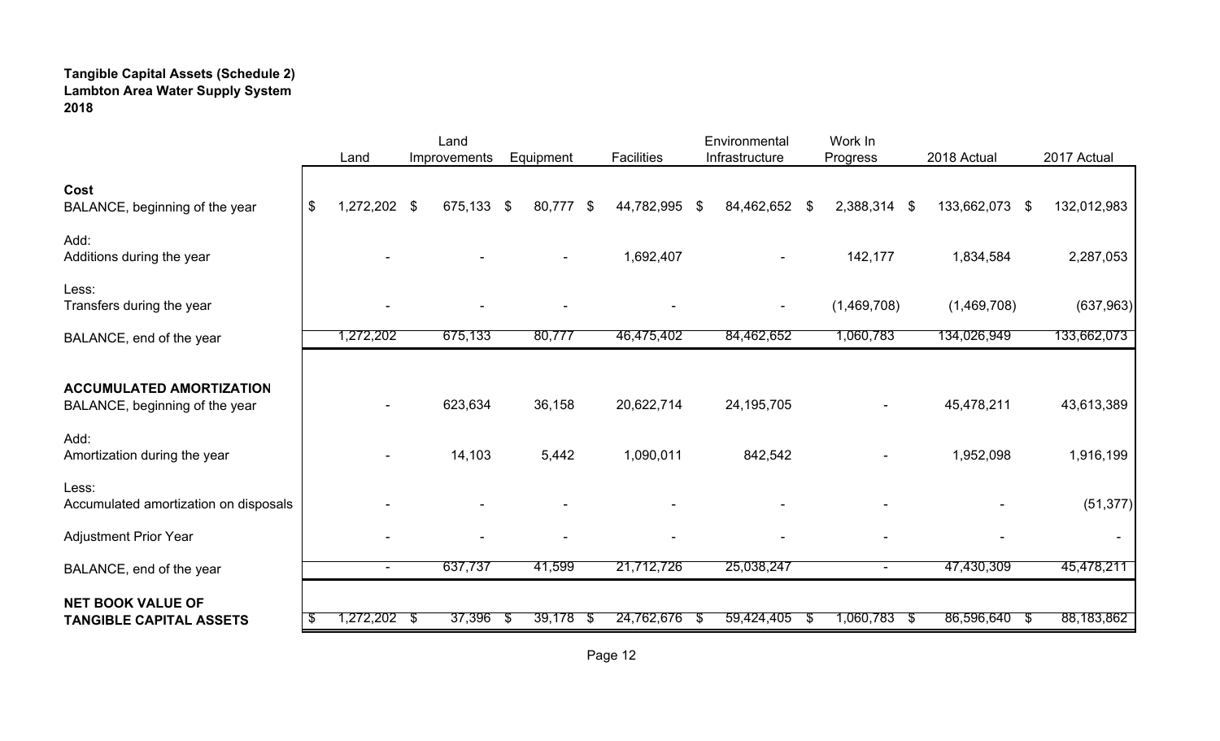**Tangible Capital Assets (Schedule 2)**
**Lambton Area Water Supply System**
**2018**

| | Land | Land Improvements | Equipment | Facilities | Environmental Infrastructure | Work In Progress | 2018 Actual | 2017 Actual |
|---|---|---|---|---|---|---|---|---|
| **Cost** | | | | | | | | |
| BALANCE, beginning of the year | $ 1,272,202 | $ 675,133 | $ 80,777 | $ 44,782,995 | $ 84,462,652 | $ 2,388,314 | $ 133,662,073 | $ 132,012,983 |
| Add: Additions during the year | - | - | - | 1,692,407 | - | 142,177 | 1,834,584 | 2,287,053 |
| Less: Transfers during the year | - | - | - | - | - | (1,469,708) | (1,469,708) | (637,963) |
| BALANCE, end of the year | 1,272,202 | 675,133 | 80,777 | 46,475,402 | 84,462,652 | 1,060,783 | 134,026,949 | 133,662,073 |
| **ACCUMULATED AMORTIZATION** | | | | | | | | |
| BALANCE, beginning of the year | - | 623,634 | 36,158 | 20,622,714 | 24,195,705 | - | 45,478,211 | 43,613,389 |
| Add: Amortization during the year | - | 14,103 | 5,442 | 1,090,011 | 842,542 | - | 1,952,098 | 1,916,199 |
| Less: Accumulated amortization on disposals | - | - | - | - | - | - | - | (51,377) |
| Adjustment Prior Year | - | - | - | - | - | - | - | - |
| BALANCE, end of the year | - | 637,737 | 41,599 | 21,712,726 | 25,038,247 | - | 47,430,309 | 45,478,211 |
| **NET BOOK VALUE OF TANGIBLE CAPITAL ASSETS** | $ 1,272,202 | $ 37,396 | $ 39,178 | $ 24,762,676 | $ 59,424,405 | $ 1,060,783 | $ 86,596,640 | $ 88,183,862 |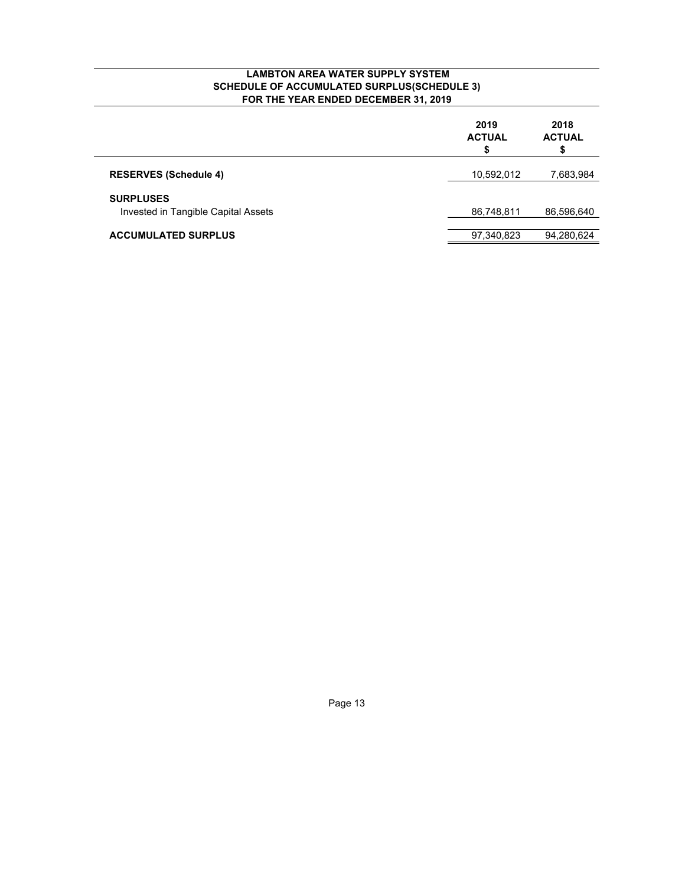**LAMBTON AREA WATER SUPPLY SYSTEM**
**SCHEDULE OF ACCUMULATED SURPLUS(SCHEDULE 3)**
**FOR THE YEAR ENDED DECEMBER 31, 2019**

| | 2019 ACTUAL $ | 2018 ACTUAL $ |
|---|---|---|
| **RESERVES (Schedule 4)** | 10,592,012 | 7,683,984 |
| **SURPLUSES** | | |
| Invested in Tangible Capital Assets | 86,748,811 | 86,596,640 |
| **ACCUMULATED SURPLUS** | 97,340,823 | 94,280,624 |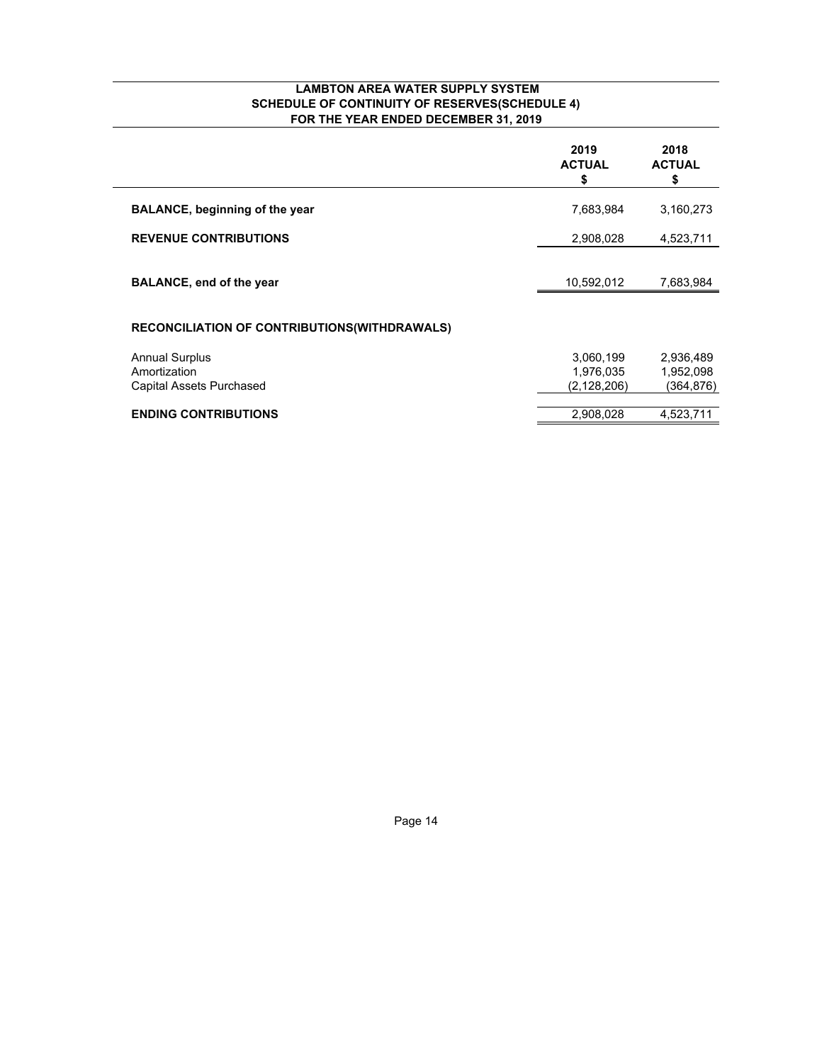# LAMBTON AREA WATER SUPPLY SYSTEM
## SCHEDULE OF CONTINUITY OF RESERVES(SCHEDULE 4)
## FOR THE YEAR ENDED DECEMBER 31, 2019

| | 2019 ACTUAL $ | 2018 ACTUAL $ |
|---|---|---|
| **BALANCE, beginning of the year** | 7,683,984 | 3,160,273 |
| **REVENUE CONTRIBUTIONS** | 2,908,028 | 4,523,711 |
| **BALANCE, end of the year** | 10,592,012 | 7,683,984 |
| **RECONCILIATION OF CONTRIBUTIONS(WITHDRAWALS)** | | |
| Annual Surplus | 3,060,199 | 2,936,489 |
| Amortization | 1,976,035 | 1,952,098 |
| Capital Assets Purchased | (2,128,206) | (364,876) |
| **ENDING CONTRIBUTIONS** | 2,908,028 | 4,523,711 |